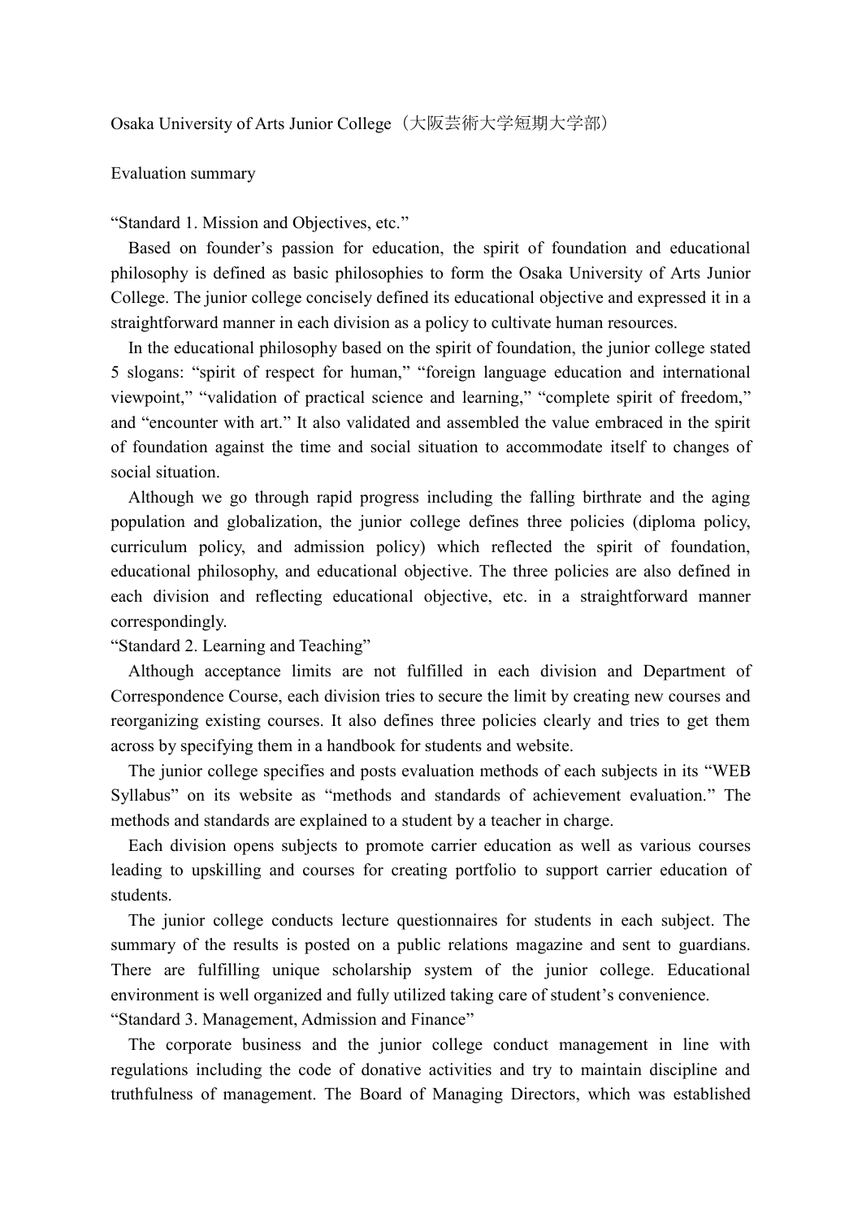Osaka University of Arts Junior College（大阪芸術大学短期大学部）

Evaluation summary

"Standard 1. Mission and Objectives, etc."

Based on founder's passion for education, the spirit of foundation and educational philosophy is defined as basic philosophies to form the Osaka University of Arts Junior College. The junior college concisely defined its educational objective and expressed it in a straightforward manner in each division as a policy to cultivate human resources.

In the educational philosophy based on the spirit of foundation, the junior college stated 5 slogans: "spirit of respect for human," "foreign language education and international viewpoint," "validation of practical science and learning," "complete spirit of freedom," and "encounter with art." It also validated and assembled the value embraced in the spirit of foundation against the time and social situation to accommodate itself to changes of social situation.

Although we go through rapid progress including the falling birthrate and the aging population and globalization, the junior college defines three policies (diploma policy, curriculum policy, and admission policy) which reflected the spirit of foundation, educational philosophy, and educational objective. The three policies are also defined in each division and reflecting educational objective, etc. in a straightforward manner correspondingly.

"Standard 2. Learning and Teaching"

Although acceptance limits are not fulfilled in each division and Department of Correspondence Course, each division tries to secure the limit by creating new courses and reorganizing existing courses. It also defines three policies clearly and tries to get them across by specifying them in a handbook for students and website.

The junior college specifies and posts evaluation methods of each subjects in its "WEB Syllabus" on its website as "methods and standards of achievement evaluation." The methods and standards are explained to a student by a teacher in charge.

Each division opens subjects to promote carrier education as well as various courses leading to upskilling and courses for creating portfolio to support carrier education of students.

The junior college conducts lecture questionnaires for students in each subject. The summary of the results is posted on a public relations magazine and sent to guardians. There are fulfilling unique scholarship system of the junior college. Educational environment is well organized and fully utilized taking care of student's convenience.

"Standard 3. Management, Admission and Finance"

The corporate business and the junior college conduct management in line with regulations including the code of donative activities and try to maintain discipline and truthfulness of management. The Board of Managing Directors, which was established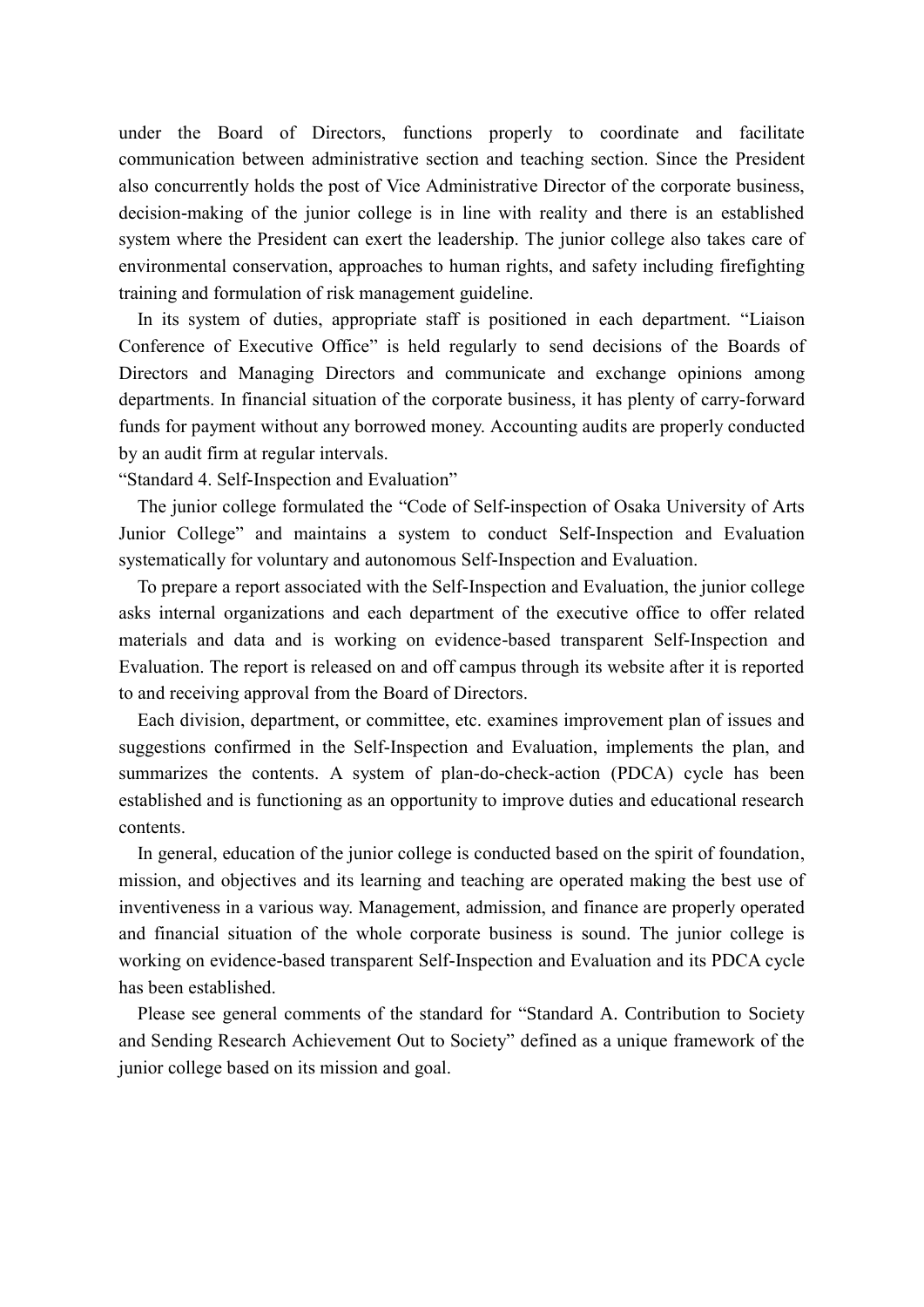under the Board of Directors, functions properly to coordinate and facilitate communication between administrative section and teaching section. Since the President also concurrently holds the post of Vice Administrative Director of the corporate business, decision-making of the junior college is in line with reality and there is an established system where the President can exert the leadership. The junior college also takes care of environmental conservation, approaches to human rights, and safety including firefighting training and formulation of risk management guideline.

In its system of duties, appropriate staff is positioned in each department. "Liaison Conference of Executive Office" is held regularly to send decisions of the Boards of Directors and Managing Directors and communicate and exchange opinions among departments. In financial situation of the corporate business, it has plenty of carry-forward funds for payment without any borrowed money. Accounting audits are properly conducted by an audit firm at regular intervals.

"Standard 4. Self-Inspection and Evaluation"

The junior college formulated the "Code of Self-inspection of Osaka University of Arts Junior College" and maintains a system to conduct Self-Inspection and Evaluation systematically for voluntary and autonomous Self-Inspection and Evaluation.

To prepare a report associated with the Self-Inspection and Evaluation, the junior college asks internal organizations and each department of the executive office to offer related materials and data and is working on evidence-based transparent Self-Inspection and Evaluation. The report is released on and off campus through its website after it is reported to and receiving approval from the Board of Directors.

Each division, department, or committee, etc. examines improvement plan of issues and suggestions confirmed in the Self-Inspection and Evaluation, implements the plan, and summarizes the contents. A system of plan-do-check-action (PDCA) cycle has been established and is functioning as an opportunity to improve duties and educational research contents.

In general, education of the junior college is conducted based on the spirit of foundation, mission, and objectives and its learning and teaching are operated making the best use of inventiveness in a various way. Management, admission, and finance are properly operated and financial situation of the whole corporate business is sound. The junior college is working on evidence-based transparent Self-Inspection and Evaluation and its PDCA cycle has been established.

Please see general comments of the standard for "Standard A. Contribution to Society and Sending Research Achievement Out to Society" defined as a unique framework of the junior college based on its mission and goal.